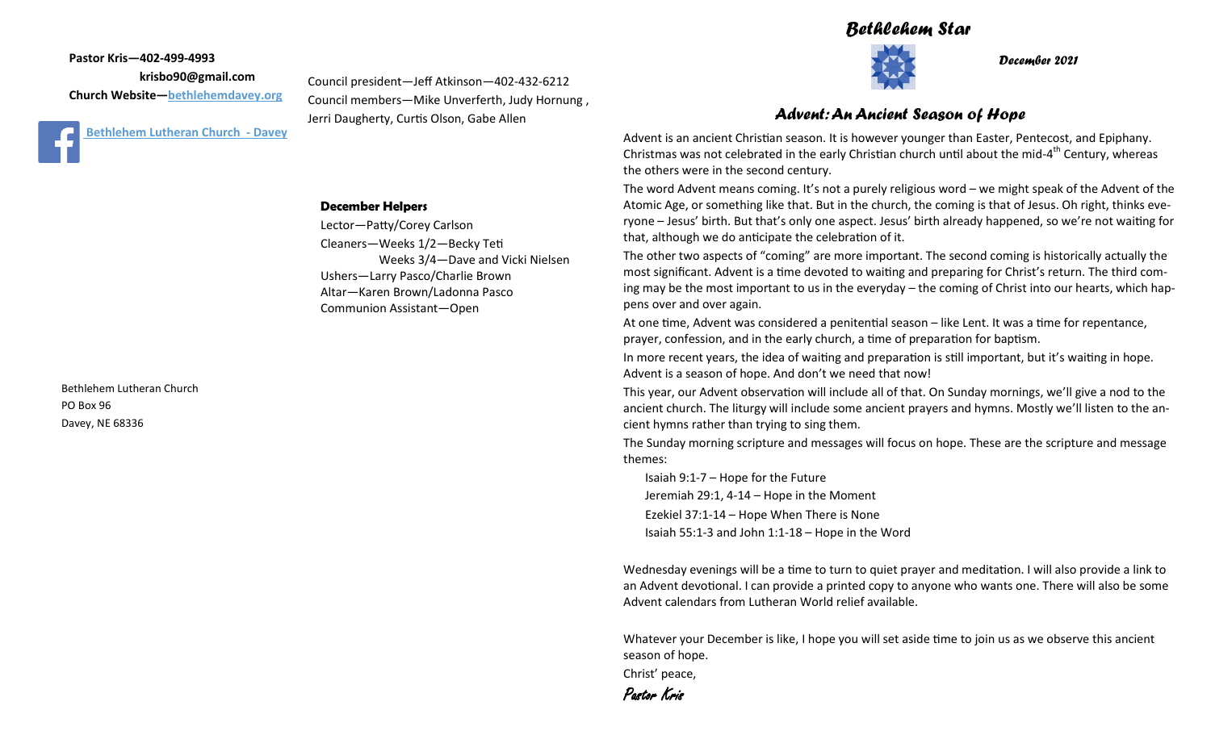**Pastor Kris—402-499-4993**

**krisbo90@gmail.com**

**Church Website—bethlehemdavey.org**

**Bethlehem Lutheran Church - Davey**

Council president—Jeff Atkinson—402-432-6212

Council members—Mike Unverferth, Judy Hornung , Jerri Daugherty, Curtis Olson, Gabe Allen

**December Helpers**

Lector—Patty/Corey Carlson

Cleaners—Weeks 1/2—Becky Teti

Weeks 3/4—Dave and Vicki Nielsen

Ushers—Larry Pasco/Charlie Brown

Altar—Karen Brown/Ladonna Pasco

Communion Assistant—Open

Bethlehem Lutheran Church

PO Box 96

Davey, NE 68336

# *Bethlehem Star*

*December 2021*

## *Advent: An Ancient Season of Hope*

Advent is an ancient Christian season. It is however younger than Easter, Pentecost, and Epiphany. Christmas was not celebrated in the early Christian church until about the mid-4th Century, whereas the others were in the second century.

The word Advent means coming. It's not a purely religious word – we might speak of the Advent of the Atomic Age, or something like that. But in the church, the coming is that of Jesus. Oh right, thinks everyone – Jesus' birth. But that's only one aspect. Jesus' birth already happened, so we're not waiting for that, although we do anticipate the celebration of it.

The other two aspects of "coming" are more important. The second coming is historically actually the most significant. Advent is a time devoted to waiting and preparing for Christ's return. The third coming may be the most important to us in the everyday – the coming of Christ into our hearts, which happens over and over again.

At one time, Advent was considered a penitential season – like Lent. It was a time for repentance, prayer, confession, and in the early church, a time of preparation for baptism.

In more recent years, the idea of waiting and preparation is still important, but it's waiting in hope. Advent is a season of hope. And don't we need that now!

This year, our Advent observation will include all of that. On Sunday mornings, we'll give a nod to the ancient church. The liturgy will include some ancient prayers and hymns. Mostly we'll listen to the ancient hymns rather than trying to sing them.

The Sunday morning scripture and messages will focus on hope. These are the scripture and message themes:

Isaiah 9:1-7 – Hope for the Future

Jeremiah 29:1, 4-14 – Hope in the Moment

Ezekiel 37:1-14 – Hope When There is None

Isaiah 55:1-3 and John 1:1-18 – Hope in the Word

Wednesday evenings will be a time to turn to quiet prayer and meditation. I will also provide a link to an Advent devotional. I can provide a printed copy to anyone who wants one. There will also be some Advent calendars from Lutheran World relief available.

Whatever your December is like, I hope you will set aside time to join us as we observe this ancient season of hope.

Christ' peace,

*Pastor Kris*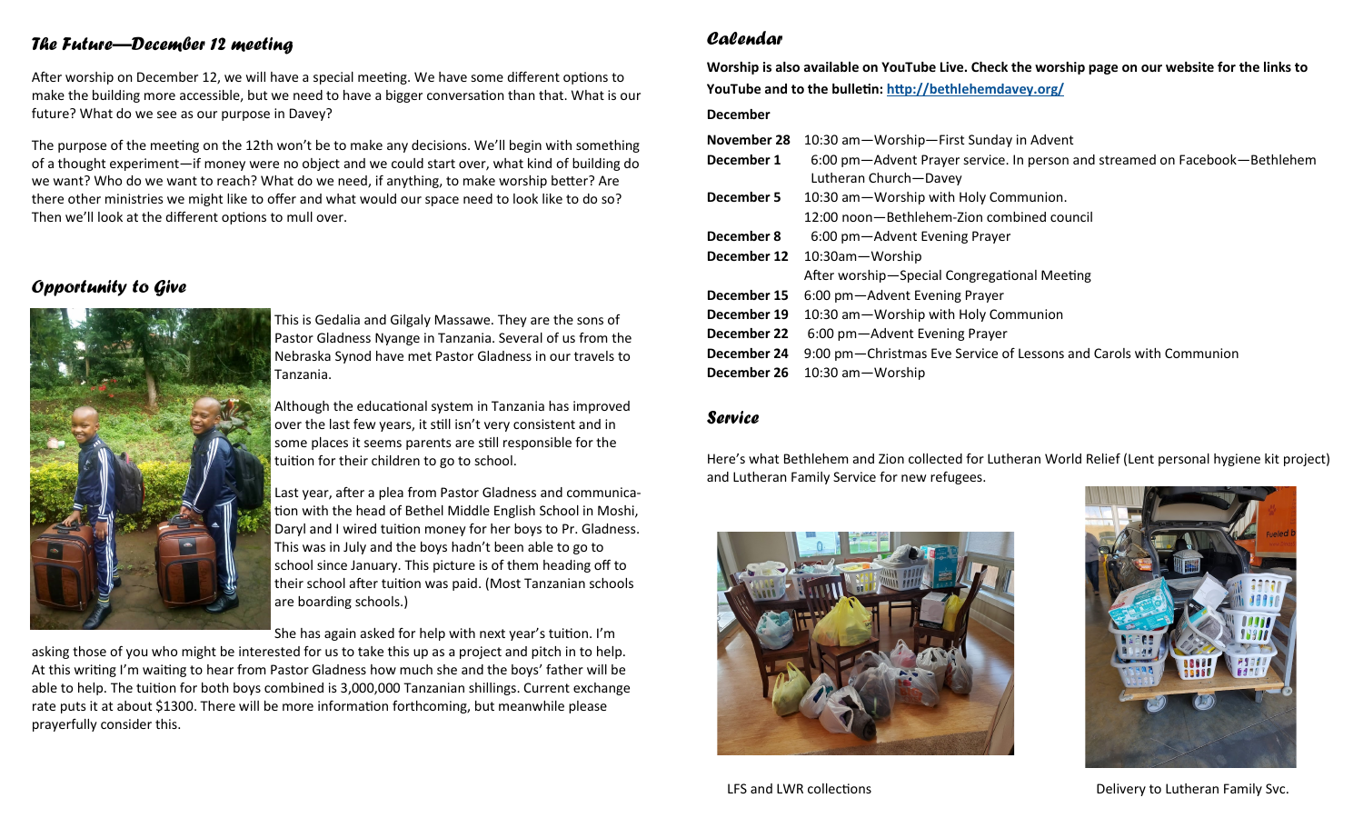## *The Future—December 12 meeting*

After worship on December 12, we will have a special meeting. We have some different options to make the building more accessible, but we need to have a bigger conversation than that. What is our future? What do we see as our purpose in Davey?

The purpose of the meeting on the 12th won't be to make any decisions. We'll begin with something of a thought experiment—if money were no object and we could start over, what kind of building do we want? Who do we want to reach? What do we need, if anything, to make worship better? Are there other ministries we might like to offer and what would our space need to look like to do so? Then we'll look at the different options to mull over.

## *Opportunity to Give*

This is Gedalia and Gilgaly Massawe. They are the sons of Pastor Gladness Nyange in Tanzania. Several of us from the Nebraska Synod have met Pastor Gladness in our travels to Tanzania.

Although the educational system in Tanzania has improved over the last few years, it still isn't very consistent and in some places it seems parents are still responsible for the tuition for their children to go to school.

Last year, after a plea from Pastor Gladness and communication with the head of Bethel Middle English School in Moshi, Daryl and I wired tuition money for her boys to Pr. Gladness. This was in July and the boys hadn't been able to go to school since January. This picture is of them heading off to their school after tuition was paid. (Most Tanzanian schools are boarding schools.)

She has again asked for help with next year's tuition. I'm asking those of you who might be interested for us to take this up as a project and pitch in to help. At this writing I'm waiting to hear from Pastor Gladness how much she and the boys' father will be able to help. The tuition for both boys combined is 3,000,000 Tanzanian shillings. Current exchange rate puts it at about $1300. There will be more information forthcoming, but meanwhile please prayerfully consider this.

## *Calendar*

**Worship is also available on YouTube Live. Check the worship page on our website for the links to YouTube and to the bulletin: [http://bethlehemdavey.org/](http://bethlehemdavey.org/)**

**December**

| | |
|---|---|
| **November 28** | 10:30 am—Worship—First Sunday in Advent |
| **December 1** | 6:00 pm—Advent Prayer service. In person and streamed on Facebook—Bethlehem Lutheran Church—Davey |
| **December 5** | 10:30 am—Worship with Holy Communion.<br>12:00 noon—Bethlehem-Zion combined council |
| **December 8** | 6:00 pm—Advent Evening Prayer |
| **December 12** | 10:30am—Worship<br>After worship—Special Congregational Meeting |
| **December 15** | 6:00 pm—Advent Evening Prayer |
| **December 19** | 10:30 am—Worship with Holy Communion |
| **December 22** | 6:00 pm—Advent Evening Prayer |
| **December 24** | 9:00 pm—Christmas Eve Service of Lessons and Carols with Communion |
| **December 26** | 10:30 am—Worship |

## *Service*

Here's what Bethlehem and Zion collected for Lutheran World Relief (Lent personal hygiene kit project) and Lutheran Family Service for new refugees.

LFS and LWR collections

Delivery to Lutheran Family Svc.